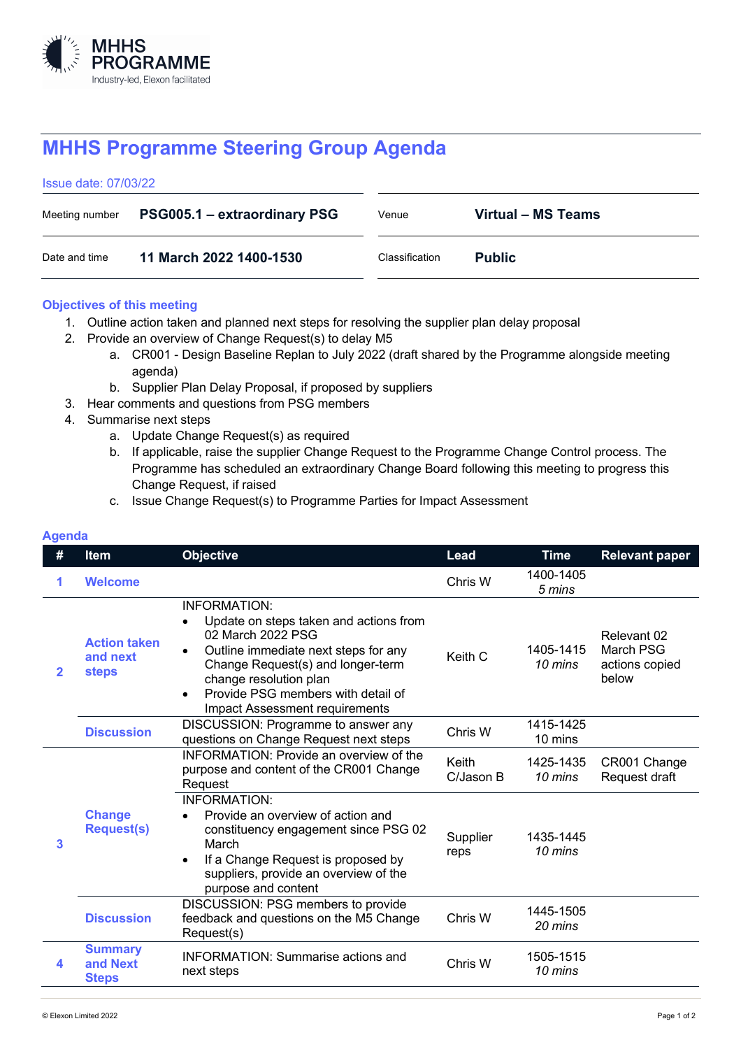MHHS PROGRAMME
Industry-led, Elexon facilitated

# MHHS Programme Steering Group Agenda

Issue date: 07/03/22

| | | | |
|---|---|---|---|
| Meeting number | **PSG005.1 – extraordinary PSG** | Venue | **Virtual – MS Teams** |
| Date and time | **11 March 2022 1400-1530** | Classification | **Public** |

## Objectives of this meeting

1. Outline action taken and planned next steps for resolving the supplier plan delay proposal
2. Provide an overview of Change Request(s) to delay M5
   a. CR001 - Design Baseline Replan to July 2022 (draft shared by the Programme alongside meeting agenda)
   b. Supplier Plan Delay Proposal, if proposed by suppliers
3. Hear comments and questions from PSG members
4. Summarise next steps
   a. Update Change Request(s) as required
   b. If applicable, raise the supplier Change Request to the Programme Change Control process. The Programme has scheduled an extraordinary Change Board following this meeting to progress this Change Request, if raised
   c. Issue Change Request(s) to Programme Parties for Impact Assessment

## Agenda

| # | Item | Objective | Lead | Time | Relevant paper |
|---|---|---|---|---|---|
| 1 | **Welcome** | | Chris W | 1400-1405 *5 mins* | |
| 2 | **Action taken and next steps** | INFORMATION:<br>• Update on steps taken and actions from 02 March 2022 PSG<br>• Outline immediate next steps for any Change Request(s) and longer-term change resolution plan<br>• Provide PSG members with detail of Impact Assessment requirements | Keith C | 1405-1415 *10 mins* | Relevant 02 March PSG actions copied below |
| | **Discussion** | DISCUSSION: Programme to answer any questions on Change Request next steps | Chris W | 1415-1425 10 mins | |
| 3 | **Change Request(s)** | INFORMATION: Provide an overview of the purpose and content of the CR001 Change Request | Keith C/Jason B | 1425-1435 *10 mins* | CR001 Change Request draft |
| | | INFORMATION:<br>• Provide an overview of action and constituency engagement since PSG 02 March<br>• If a Change Request is proposed by suppliers, provide an overview of the purpose and content | Supplier reps | 1435-1445 *10 mins* | |
| | **Discussion** | DISCUSSION: PSG members to provide feedback and questions on the M5 Change Request(s) | Chris W | 1445-1505 *20 mins* | |
| 4 | **Summary and Next Steps** | INFORMATION: Summarise actions and next steps | Chris W | 1505-1515 *10 mins* | |

© Elexon Limited 2022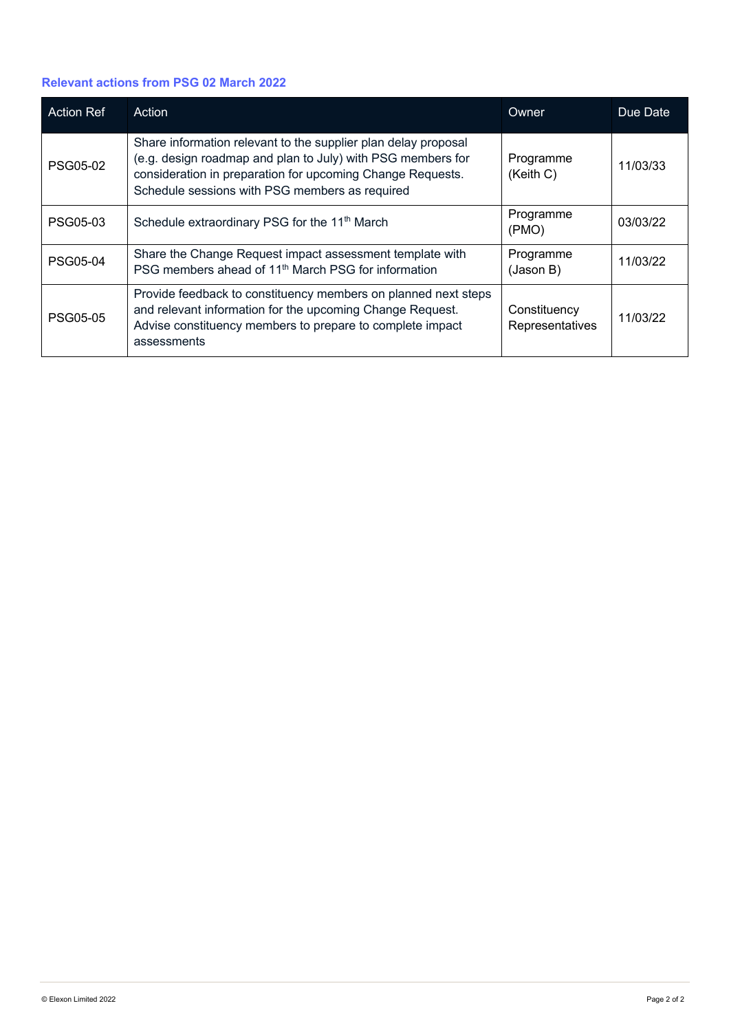### Relevant actions from PSG 02 March 2022

| Action Ref | Action | Owner | Due Date |
|---|---|---|---|
| PSG05-02 | Share information relevant to the supplier plan delay proposal (e.g. design roadmap and plan to July) with PSG members for consideration in preparation for upcoming Change Requests. Schedule sessions with PSG members as required | Programme (Keith C) | 11/03/33 |
| PSG05-03 | Schedule extraordinary PSG for the 11th March | Programme (PMO) | 03/03/22 |
| PSG05-04 | Share the Change Request impact assessment template with PSG members ahead of 11th March PSG for information | Programme (Jason B) | 11/03/22 |
| PSG05-05 | Provide feedback to constituency members on planned next steps and relevant information for the upcoming Change Request. Advise constituency members to prepare to complete impact assessments | Constituency Representatives | 11/03/22 |

© Elexon Limited 2022